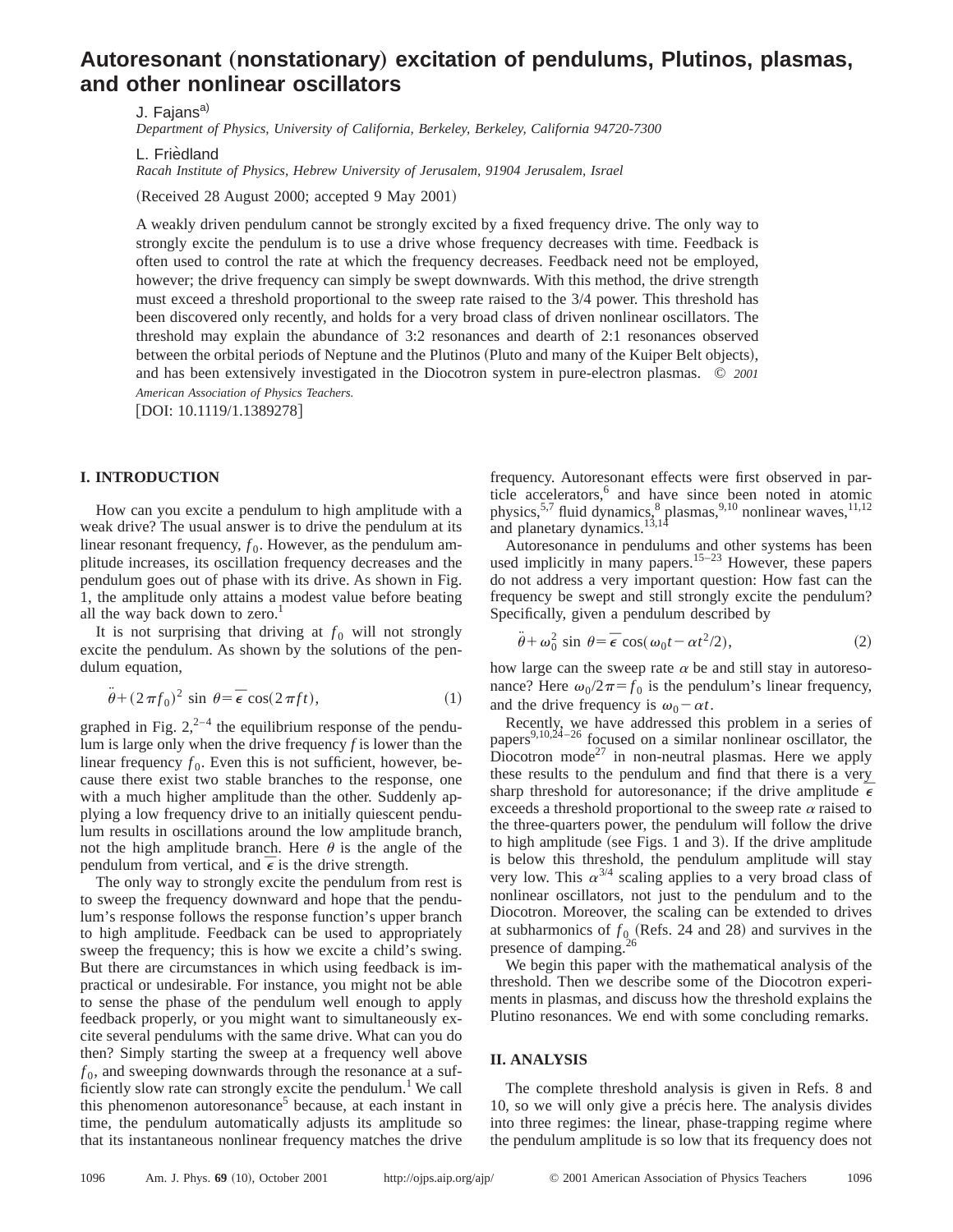# Autoresonant (nonstationary) excitation of pendulums, Plutinos, plasmas, and other nonlinear oscillators

J. Fajans[a)]

*Department of Physics, University of California, Berkeley, Berkeley, California 94720-7300*

L. Friedland

*Racah Institute of Physics, Hebrew University of Jerusalem, 91904 Jerusalem, Israel*

(Received 28 August 2000; accepted 9 May 2001)

A weakly driven pendulum cannot be strongly excited by a fixed frequency drive. The only way to strongly excite the pendulum is to use a drive whose frequency decreases with time. Feedback is often used to control the rate at which the frequency decreases. Feedback need not be employed, however; the drive frequency can simply be swept downwards. With this method, the drive strength must exceed a threshold proportional to the sweep rate raised to the 3/4 power. This threshold has been discovered only recently, and holds for a very broad class of driven nonlinear oscillators. The threshold may explain the abundance of 3:2 resonances and dearth of 2:1 resonances observed between the orbital periods of Neptune and the Plutinos (Pluto and many of the Kuiper Belt objects), and has been extensively investigated in the Diocotron system in pure-electron plasmas. © 2001 American Association of Physics Teachers.

[DOI: 10.1119/1.1389278]

## I. INTRODUCTION

How can you excite a pendulum to high amplitude with a weak drive? The usual answer is to drive the pendulum at its linear resonant frequency, $f_0$. However, as the pendulum amplitude increases, its oscillation frequency decreases and the pendulum goes out of phase with its drive. As shown in Fig. 1, the amplitude only attains a modest value before beating all the way back down to zero.[1]

It is not surprising that driving at $f_0$ will not strongly excite the pendulum. As shown by the solutions of the pendulum equation,

$$\ddot{\theta}+(2\pi f_0)^2 \sin\theta=\bar{\epsilon}\cos(2\pi f t), \tag{1}$$

graphed in Fig. 2,[2–4] the equilibrium response of the pendulum is large only when the drive frequency $f$ is lower than the linear frequency $f_0$. Even this is not sufficient, however, because there exist two stable branches to the response, one with a much higher amplitude than the other. Suddenly applying a low frequency drive to an initially quiescent pendulum results in oscillations around the low amplitude branch, not the high amplitude branch. Here $\theta$ is the angle of the pendulum from vertical, and $\bar{\epsilon}$ is the drive strength.

The only way to strongly excite the pendulum from rest is to sweep the frequency downward and hope that the pendulum's response follows the response function's upper branch to high amplitude. Feedback can be used to appropriately sweep the frequency; this is how we excite a child's swing. But there are circumstances in which using feedback is impractical or undesirable. For instance, you might not be able to sense the phase of the pendulum well enough to apply feedback properly, or you might want to simultaneously excite several pendulums with the same drive. What can you do then? Simply starting the sweep at a frequency well above $f_0$, and sweeping downwards through the resonance at a sufficiently slow rate can strongly excite the pendulum.[1] We call this phenomenon autoresonance[5] because, at each instant in time, the pendulum automatically adjusts its amplitude so that its instantaneous nonlinear frequency matches the drive frequency. Autoresonant effects were first observed in particle accelerators,[6] and have since been noted in atomic physics,[5,7] fluid dynamics,[8] plasmas,[9,10] nonlinear waves,[11,12] and planetary dynamics.[13,14]

Autoresonance in pendulums and other systems has been used implicitly in many papers.[15–23] However, these papers do not address a very important question: How fast can the frequency be swept and still strongly excite the pendulum? Specifically, given a pendulum described by

$$\ddot{\theta}+\omega_0^2 \sin\theta=\bar{\epsilon}\cos(\omega_0 t-\alpha t^2/2), \tag{2}$$

how large can the sweep rate $\alpha$ be and still stay in autoresonance? Here $\omega_0/2\pi=f_0$ is the pendulum's linear frequency, and the drive frequency is $\omega_0-\alpha t$.

Recently, we have addressed this problem in a series of papers[9,10,24–26] focused on a similar nonlinear oscillator, the Diocotron mode[27] in non-neutral plasmas. Here we apply these results to the pendulum and find that there is a very sharp threshold for autoresonance; if the drive amplitude $\bar{\epsilon}$ exceeds a threshold proportional to the sweep rate $\alpha$ raised to the three-quarters power, the pendulum will follow the drive to high amplitude (see Figs. 1 and 3). If the drive amplitude is below this threshold, the pendulum amplitude will stay very low. This $\alpha^{3/4}$ scaling applies to a very broad class of nonlinear oscillators, not just to the pendulum and to the Diocotron. Moreover, the scaling can be extended to drives at subharmonics of $f_0$ (Refs. 24 and 28) and survives in the presence of damping.[26]

We begin this paper with the mathematical analysis of the threshold. Then we describe some of the Diocotron experiments in plasmas, and discuss how the threshold explains the Plutino resonances. We end with some concluding remarks.

## II. ANALYSIS

The complete threshold analysis is given in Refs. 8 and 10, so we will only give a précis here. The analysis divides into three regimes: the linear, phase-trapping regime where the pendulum amplitude is so low that its frequency does not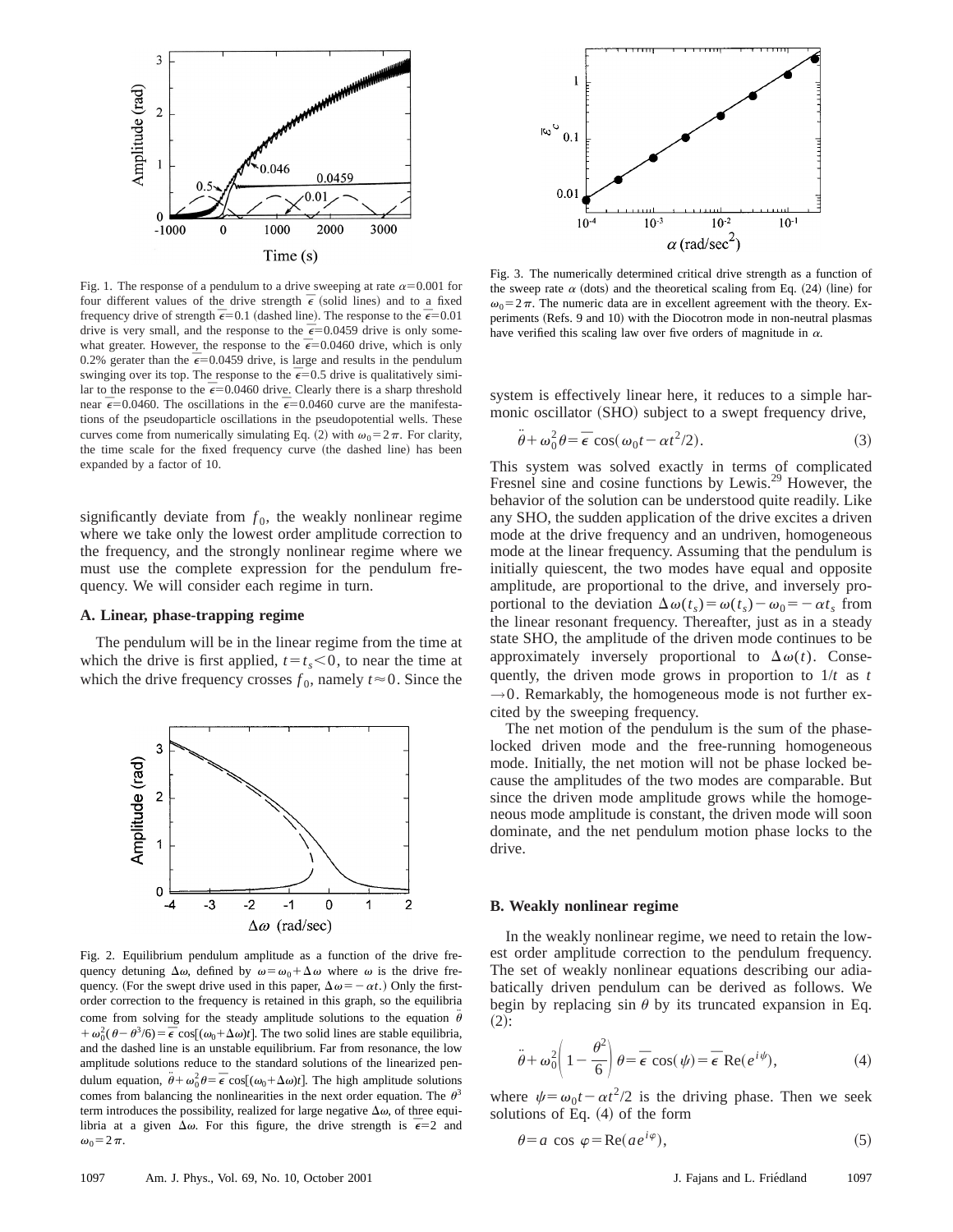Fig. 1. The response of a pendulum to a drive sweeping at rate $\alpha = 0.001$ for four different values of the drive strength $\bar{\epsilon}$ (solid lines) and to a fixed frequency drive of strength $\bar{\epsilon} = 0.1$ (dashed line). The response to the $\bar{\epsilon} = 0.01$ drive is very small, and the response to the $\bar{\epsilon} = 0.0459$ drive is only somewhat greater. However, the response to the $\bar{\epsilon} = 0.0460$ drive, which is only 0.2% gerater than the $\bar{\epsilon} = 0.0459$ drive, is large and results in the pendulum swinging over its top. The response to the $\bar{\epsilon} = 0.5$ drive is qualitatively similar to the response to the $\bar{\epsilon} = 0.0460$ drive. Clearly there is a sharp threshold near $\bar{\epsilon} = 0.0460$. The oscillations in the $\bar{\epsilon} = 0.0460$ curve are the manifestations of the pseudoparticle oscillations in the pseudopotential wells. These curves come from numerically simulating Eq. (2) with $\omega_0 = 2\pi$. For clarity, the time scale for the fixed frequency curve (the dashed line) has been expanded by a factor of 10.

significantly deviate from $f_0$, the weakly nonlinear regime where we take only the lowest order amplitude correction to the frequency, and the strongly nonlinear regime where we must use the complete expression for the pendulum frequency. We will consider each regime in turn.

### A. Linear, phase-trapping regime

The pendulum will be in the linear regime from the time at which the drive is first applied, $t = t_s < 0$, to near the time at which the drive frequency crosses $f_0$, namely $t \approx 0$. Since the

Fig. 2. Equilibrium pendulum amplitude as a function of the drive frequency detuning $\Delta\omega$, defined by $\omega = \omega_0 + \Delta\omega$ where $\omega$ is the drive frequency. (For the swept drive used in this paper, $\Delta\omega = -\alpha t$.) Only the first-order correction to the frequency is retained in this graph, so the equilibria come from solving for the steady amplitude solutions to the equation $\ddot{\theta} + \omega_0^2(\theta - \theta^3/6) = \bar{\epsilon}\cos[(\omega_0 + \Delta\omega)t]$. The two solid lines are stable equilibria, and the dashed line is an unstable equilibrium. Far from resonance, the low amplitude solutions reduce to the standard solutions of the linearized pendulum equation, $\ddot{\theta} + \omega_0^2\theta = \bar{\epsilon}\cos[(\omega_0 + \Delta\omega)t]$. The high amplitude solutions comes from balancing the nonlinearities in the next order equation. The $\theta^3$ term introduces the possibility, realized for large negative $\Delta\omega$, of three equilibria at a given $\Delta\omega$. For this figure, the drive strength is $\bar{\epsilon} = 2$ and $\omega_0 = 2\pi$.

Fig. 3. The numerically determined critical drive strength as a function of the sweep rate $\alpha$ (dots) and the theoretical scaling from Eq. (24) (line) for $\omega_0 = 2\pi$. The numeric data are in excellent agreement with the theory. Experiments (Refs. 9 and 10) with the Diocotron mode in non-neutral plasmas have verified this scaling law over five orders of magnitude in $\alpha$.

system is effectively linear here, it reduces to a simple harmonic oscillator (SHO) subject to a swept frequency drive,

$$\ddot{\theta} + \omega_0^2\theta = \bar{\epsilon}\cos(\omega_0 t - \alpha t^2/2). \tag{3}$$

This system was solved exactly in terms of complicated Fresnel sine and cosine functions by Lewis.[29] However, the behavior of the solution can be understood quite readily. Like any SHO, the sudden application of the drive excites a driven mode at the drive frequency and an undriven, homogeneous mode at the linear frequency. Assuming that the pendulum is initially quiescent, the two modes have equal and opposite amplitude, are proportional to the drive, and inversely proportional to the deviation $\Delta\omega(t_s) = \omega(t_s) - \omega_0 = -\alpha t_s$ from the linear resonant frequency. Thereafter, just as in a steady state SHO, the amplitude of the driven mode continues to be approximately inversely proportional to $\Delta\omega(t)$. Consequently, the driven mode grows in proportion to $1/t$ as $t \to 0$. Remarkably, the homogeneous mode is not further excited by the sweeping frequency.

The net motion of the pendulum is the sum of the phase-locked driven mode and the free-running homogeneous mode. Initially, the net motion will not be phase locked because the amplitudes of the two modes are comparable. But since the driven mode amplitude grows while the homogeneous mode amplitude is constant, the driven mode will soon dominate, and the net pendulum motion phase locks to the drive.

### B. Weakly nonlinear regime

In the weakly nonlinear regime, we need to retain the lowest order amplitude correction to the pendulum frequency. The set of weakly nonlinear equations describing our adiabatically driven pendulum can be derived as follows. We begin by replacing $\sin\theta$ by its truncated expansion in Eq. (2):

$$\ddot{\theta} + \omega_0^2\left(1 - \frac{\theta^2}{6}\right)\theta = \bar{\epsilon}\cos(\psi) = \bar{\epsilon}\,\mathrm{Re}(e^{i\psi}), \tag{4}$$

where $\psi = \omega_0 t - \alpha t^2/2$ is the driving phase. Then we seek solutions of Eq. (4) of the form

$$\theta = a\cos\varphi = \mathrm{Re}(ae^{i\varphi}), \tag{5}$$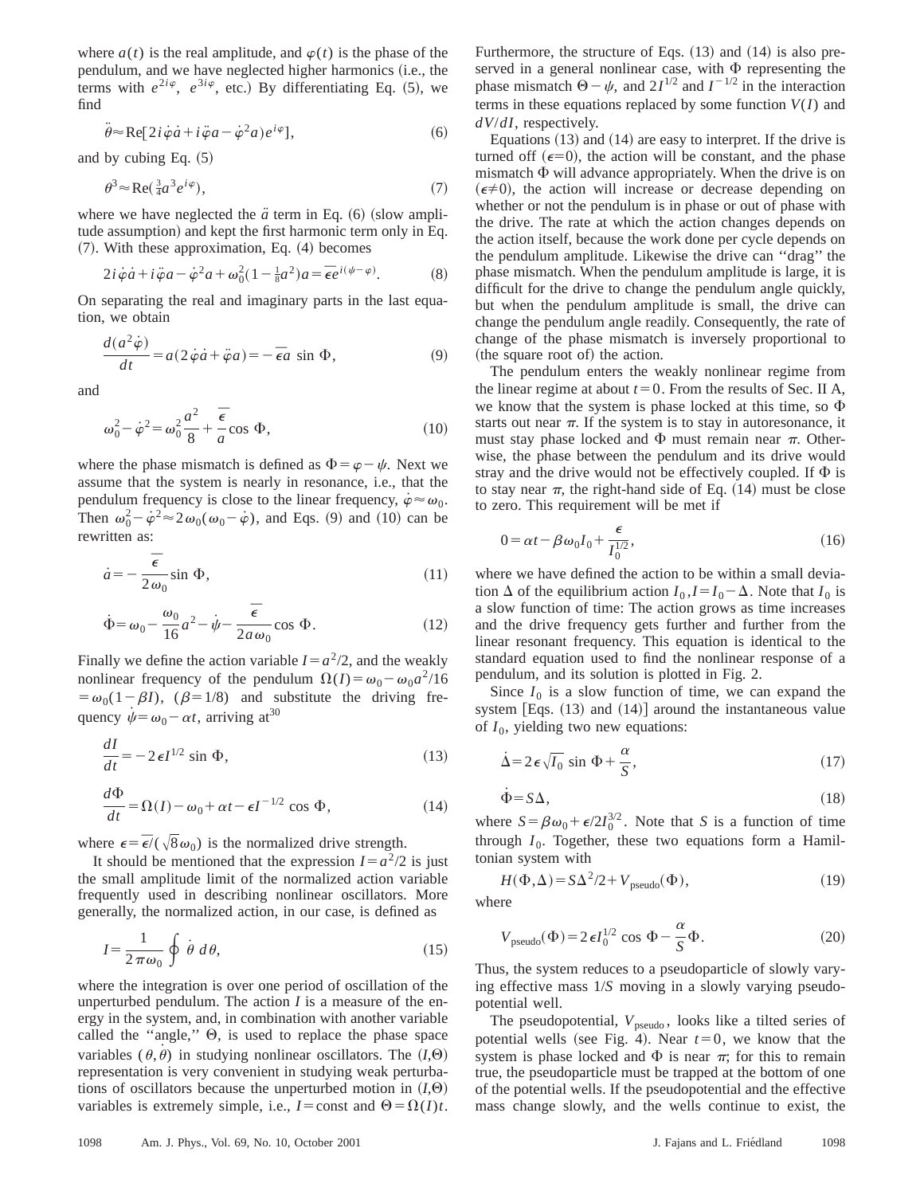where $a(t)$ is the real amplitude, and $\varphi(t)$ is the phase of the pendulum, and we have neglected higher harmonics (i.e., the terms with $e^{2i\varphi}$, $e^{3i\varphi}$, etc.) By differentiating Eq. (5), we find

$$\ddot{\theta} \approx \mathrm{Re}[2i\dot{\varphi}\dot{a} + i\ddot{\varphi}a - \dot{\varphi}^2 a)e^{i\varphi}], \tag{6}$$

and by cubing Eq. (5)

$$\theta^3 \approx \mathrm{Re}(\tfrac{3}{4}a^3 e^{i\varphi}), \tag{7}$$

where we have neglected the $\ddot{a}$ term in Eq. (6) (slow amplitude assumption) and kept the first harmonic term only in Eq. (7). With these approximation, Eq. (4) becomes

$$2i\dot{\varphi}\dot{a} + i\ddot{\varphi}a - \dot{\varphi}^2 a + \omega_0^2(1 - \tfrac{1}{8}a^2)a = \bar{\epsilon}e^{i(\psi - \varphi)}. \tag{8}$$

On separating the real and imaginary parts in the last equation, we obtain

$$\frac{d(a^2\dot{\varphi})}{dt} = a(2\dot{\varphi}\dot{a} + \ddot{\varphi}a) = -\bar{\epsilon}a \sin\Phi, \tag{9}$$

and

$$\omega_0^2 - \dot{\varphi}^2 = \omega_0^2\frac{a^2}{8} + \frac{\bar{\epsilon}}{a}\cos\Phi, \tag{10}$$

where the phase mismatch is defined as $\Phi = \varphi - \psi$. Next we assume that the system is nearly in resonance, i.e., that the pendulum frequency is close to the linear frequency, $\dot{\varphi} \approx \omega_0$. Then $\omega_0^2 - \dot{\varphi}^2 \approx 2\omega_0(\omega_0 - \dot{\varphi})$, and Eqs. (9) and (10) can be rewritten as:

$$\dot{a} = -\frac{\bar{\epsilon}}{2\omega_0}\sin\Phi, \tag{11}$$

$$\dot{\Phi} = \omega_0 - \frac{\omega_0}{16}a^2 - \dot{\psi} - \frac{\bar{\epsilon}}{2a\omega_0}\cos\Phi. \tag{12}$$

Finally we define the action variable $I = a^2/2$, and the weakly nonlinear frequency of the pendulum $\Omega(I) = \omega_0 - \omega_0 a^2/16 = \omega_0(1 - \beta I)$, $(\beta = 1/8)$ and substitute the driving frequency $\dot{\psi} = \omega_0 - \alpha t$, arriving at[30]

$$\frac{dI}{dt} = -2\epsilon I^{1/2}\sin\Phi, \tag{13}$$

$$\frac{d\Phi}{dt} = \Omega(I) - \omega_0 + \alpha t - \epsilon I^{-1/2}\cos\Phi, \tag{14}$$

where $\epsilon = \bar{\epsilon}/(\sqrt{8}\omega_0)$ is the normalized drive strength.

It should be mentioned that the expression $I = a^2/2$ is just the small amplitude limit of the normalized action variable frequently used in describing nonlinear oscillators. More generally, the normalized action, in our case, is defined as

$$I = \frac{1}{2\pi\omega_0}\oint \dot{\theta}\, d\theta, \tag{15}$$

where the integration is over one period of oscillation of the unperturbed pendulum. The action $I$ is a measure of the energy in the system, and, in combination with another variable called the "angle," $\Theta$, is used to replace the phase space variables $(\theta, \dot{\theta})$ in studying nonlinear oscillators. The $(I,\Theta)$ representation is very convenient in studying weak perturbations of oscillators because the unperturbed motion in $(I,\Theta)$ variables is extremely simple, i.e., $I = \mathrm{const}$ and $\Theta = \Omega(I)t$. Furthermore, the structure of Eqs. (13) and (14) is also preserved in a general nonlinear case, with $\Phi$ representing the phase mismatch $\Theta - \psi$, and $2I^{1/2}$ and $I^{-1/2}$ in the interaction terms in these equations replaced by some function $V(I)$ and $dV/dI$, respectively.

Equations (13) and (14) are easy to interpret. If the drive is turned off ($\epsilon = 0$), the action will be constant, and the phase mismatch $\Phi$ will advance appropriately. When the drive is on ($\epsilon \neq 0$), the action will increase or decrease depending on whether or not the pendulum is in phase or out of phase with the drive. The rate at which the action changes depends on the action itself, because the work done per cycle depends on the pendulum amplitude. Likewise the drive can "drag" the phase mismatch. When the pendulum amplitude is large, it is difficult for the drive to change the pendulum angle quickly, but when the pendulum amplitude is small, the drive can change the pendulum angle readily. Consequently, the rate of change of the phase mismatch is inversely proportional to (the square root of) the action.

The pendulum enters the weakly nonlinear regime from the linear regime at about $t = 0$. From the results of Sec. II A, we know that the system is phase locked at this time, so $\Phi$ starts out near $\pi$. If the system is to stay in autoresonance, it must stay phase locked and $\Phi$ must remain near $\pi$. Otherwise, the phase between the pendulum and its drive would stray and the drive would not be effectively coupled. If $\Phi$ is to stay near $\pi$, the right-hand side of Eq. (14) must be close to zero. This requirement will be met if

$$0 = \alpha t - \beta\omega_0 I_0 + \frac{\epsilon}{I_0^{1/2}}, \tag{16}$$

where we have defined the action to be within a small deviation $\Delta$ of the equilibrium action $I_0, I = I_0 - \Delta$. Note that $I_0$ is a slow function of time: The action grows as time increases and the drive frequency gets further and further from the linear resonant frequency. This equation is identical to the standard equation used to find the nonlinear response of a pendulum, and its solution is plotted in Fig. 2.

Since $I_0$ is a slow function of time, we can expand the system [Eqs. (13) and (14)] around the instantaneous value of $I_0$, yielding two new equations:

$$\dot{\Delta} = 2\epsilon\sqrt{I_0}\sin\Phi + \frac{\alpha}{S}, \tag{17}$$

$$\dot{\Phi} = S\Delta, \tag{18}$$

where $S = \beta\omega_0 + \epsilon/2I_0^{3/2}$. Note that $S$ is a function of time through $I_0$. Together, these two equations form a Hamiltonian system with

$$H(\Phi,\Delta) = S\Delta^2/2 + V_{\mathrm{pseudo}}(\Phi), \tag{19}$$

where

$$V_{\mathrm{pseudo}}(\Phi) = 2\epsilon I_0^{1/2}\cos\Phi - \frac{\alpha}{S}\Phi. \tag{20}$$

Thus, the system reduces to a pseudoparticle of slowly varying effective mass $1/S$ moving in a slowly varying pseudopotential well.

The pseudopotential, $V_{\mathrm{pseudo}}$, looks like a tilted series of potential wells (see Fig. 4). Near $t = 0$, we know that the system is phase locked and $\Phi$ is near $\pi$; for this to remain true, the pseudoparticle must be trapped at the bottom of one of the potential wells. If the pseudopotential and the effective mass change slowly, and the wells continue to exist, the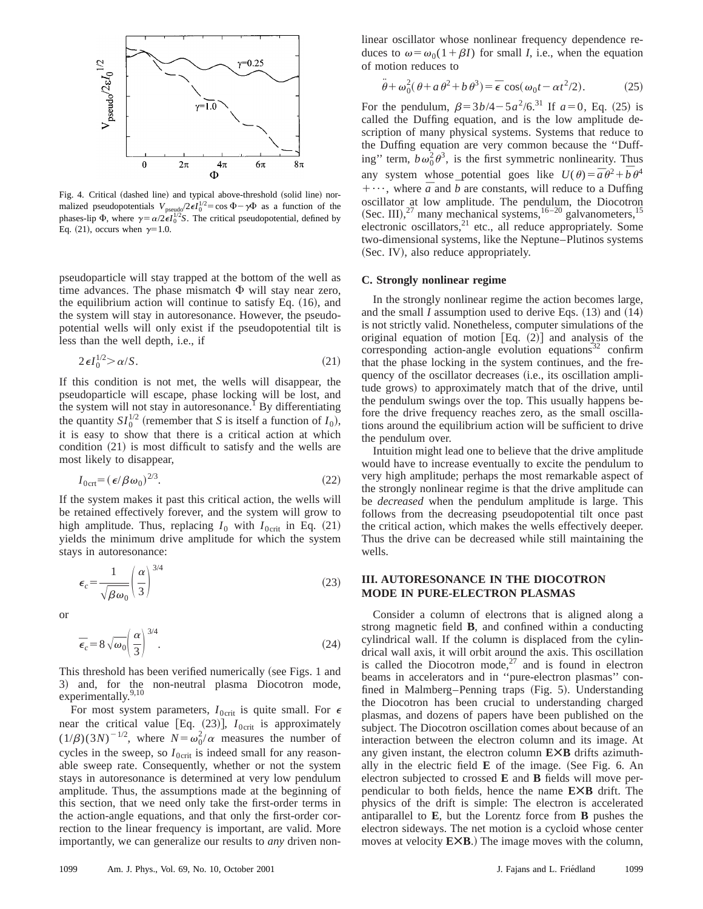Fig. 4. Critical (dashed line) and typical above-threshold (solid line) normalized pseudopotentials $V_{\text{pseudo}}/2\epsilon I_0^{1/2} = \cos\Phi - \gamma\Phi$ as a function of the phases-lip $\Phi$, where $\gamma = \alpha/2\epsilon I_0^{1/2} S$. The critical pseudopotential, defined by Eq. (21), occurs when $\gamma = 1.0$.

pseudoparticle will stay trapped at the bottom of the well as time advances. The phase mismatch $\Phi$ will stay near zero, the equilibrium action will continue to satisfy Eq. (16), and the system will stay in autoresonance. However, the pseudopotential wells will only exist if the pseudopotential tilt is less than the well depth, i.e., if

$$2\epsilon I_0^{1/2} > \alpha/S. \tag{21}$$

If this condition is not met, the wells will disappear, the pseudoparticle will escape, phase locking will be lost, and the system will not stay in autoresonance.[1] By differentiating the quantity $SI_0^{1/2}$ (remember that $S$ is itself a function of $I_0$), it is easy to show that there is a critical action at which condition (21) is most difficult to satisfy and the wells are most likely to disappear,

$$I_{0\text{crt}} = (\epsilon/\beta\omega_0)^{2/3}. \tag{22}$$

If the system makes it past this critical action, the wells will be retained effectively forever, and the system will grow to high amplitude. Thus, replacing $I_0$ with $I_{0\text{crit}}$ in Eq. (21) yields the minimum drive amplitude for which the system stays in autoresonance:

$$\epsilon_c = \frac{1}{\sqrt{\beta\omega_0}}\left(\frac{\alpha}{3}\right)^{3/4} \tag{23}$$

or

$$\bar{\epsilon}_c = 8\sqrt{\omega_0}\left(\frac{\alpha}{3}\right)^{3/4}. \tag{24}$$

This threshold has been verified numerically (see Figs. 1 and 3) and, for the non-neutral plasma Diocotron mode, experimentally.[9,10]

For most system parameters, $I_{0\text{crit}}$ is quite small. For $\epsilon$ near the critical value [Eq. (23)], $I_{0\text{crit}}$ is approximately $(1/\beta)(3N)^{-1/2}$, where $N = \omega_0^2/\alpha$ measures the number of cycles in the sweep, so $I_{0\text{crit}}$ is indeed small for any reasonable sweep rate. Consequently, whether or not the system stays in autoresonance is determined at very low pendulum amplitude. Thus, the assumptions made at the beginning of this section, that we need only take the first-order terms in the action-angle equations, and that only the first-order correction to the linear frequency is important, are valid. More importantly, we can generalize our results to *any* driven nonlinear oscillator whose nonlinear frequency dependence reduces to $\omega = \omega_0(1+\beta I)$ for small $I$, i.e., when the equation of motion reduces to

$$\ddot{\theta} + \omega_0^2(\theta + a\theta^2 + b\theta^3) = \bar{\epsilon}\cos(\omega_0 t - \alpha t^2/2). \tag{25}$$

For the pendulum, $\beta = 3b/4 - 5a^2/6$.[31] If $a=0$, Eq. (25) is called the Duffing equation, and is the low amplitude description of many physical systems. Systems that reduce to the Duffing equation are very common because the "Duffing" term, $b\omega_0^2\theta^3$, is the first symmetric nonlinearity. Thus any system whose potential goes like $U(\theta) = \bar{a}\theta^2 + \bar{b}\theta^4 + \cdots$, where $\bar{a}$ and $\bar{b}$ are constants, will reduce to a Duffing oscillator at low amplitude. The pendulum, the Diocotron (Sec. III),[27] many mechanical systems,[16–20] galvanometers,[15] electronic oscillators,[21] etc., all reduce appropriately. Some two-dimensional systems, like the Neptune–Plutinos systems (Sec. IV), also reduce appropriately.

### C. Strongly nonlinear regime

In the strongly nonlinear regime the action becomes large, and the small $I$ assumption used to derive Eqs. (13) and (14) is not strictly valid. Nonetheless, computer simulations of the original equation of motion [Eq. (2)] and analysis of the corresponding action-angle evolution equations[32] confirm that the phase locking in the system continues, and the frequency of the oscillator decreases (i.e., its oscillation amplitude grows) to approximately match that of the drive, until the pendulum swings over the top. This usually happens before the drive frequency reaches zero, as the small oscillations around the equilibrium action will be sufficient to drive the pendulum over.

Intuition might lead one to believe that the drive amplitude would have to increase eventually to excite the pendulum to very high amplitude; perhaps the most remarkable aspect of the strongly nonlinear regime is that the drive amplitude can be *decreased* when the pendulum amplitude is large. This follows from the decreasing pseudopotential tilt once past the critical action, which makes the wells effectively deeper. Thus the drive can be decreased while still maintaining the wells.

## III. AUTORESONANCE IN THE DIOCOTRON MODE IN PURE-ELECTRON PLASMAS

Consider a column of electrons that is aligned along a strong magnetic field **B**, and confined within a conducting cylindrical wall. If the column is displaced from the cylindrical wall axis, it will orbit around the axis. This oscillation is called the Diocotron mode,[27] and is found in electron beams in accelerators and in "pure-electron plasmas" confined in Malmberg–Penning traps (Fig. 5). Understanding the Diocotron has been crucial to understanding charged plasmas, and dozens of papers have been published on the subject. The Diocotron oscillation comes about because of an interaction between the electron column and its image. At any given instant, the electron column **E×B** drifts azimuthally in the electric field **E** of the image. (See Fig. 6. An electron subjected to crossed **E** and **B** fields will move perpendicular to both fields, hence the name **E×B** drift. The physics of the drift is simple: The electron is accelerated antiparallel to **E**, but the Lorentz force from **B** pushes the electron sideways. The net motion is a cycloid whose center moves at velocity **E×B**.) The image moves with the column,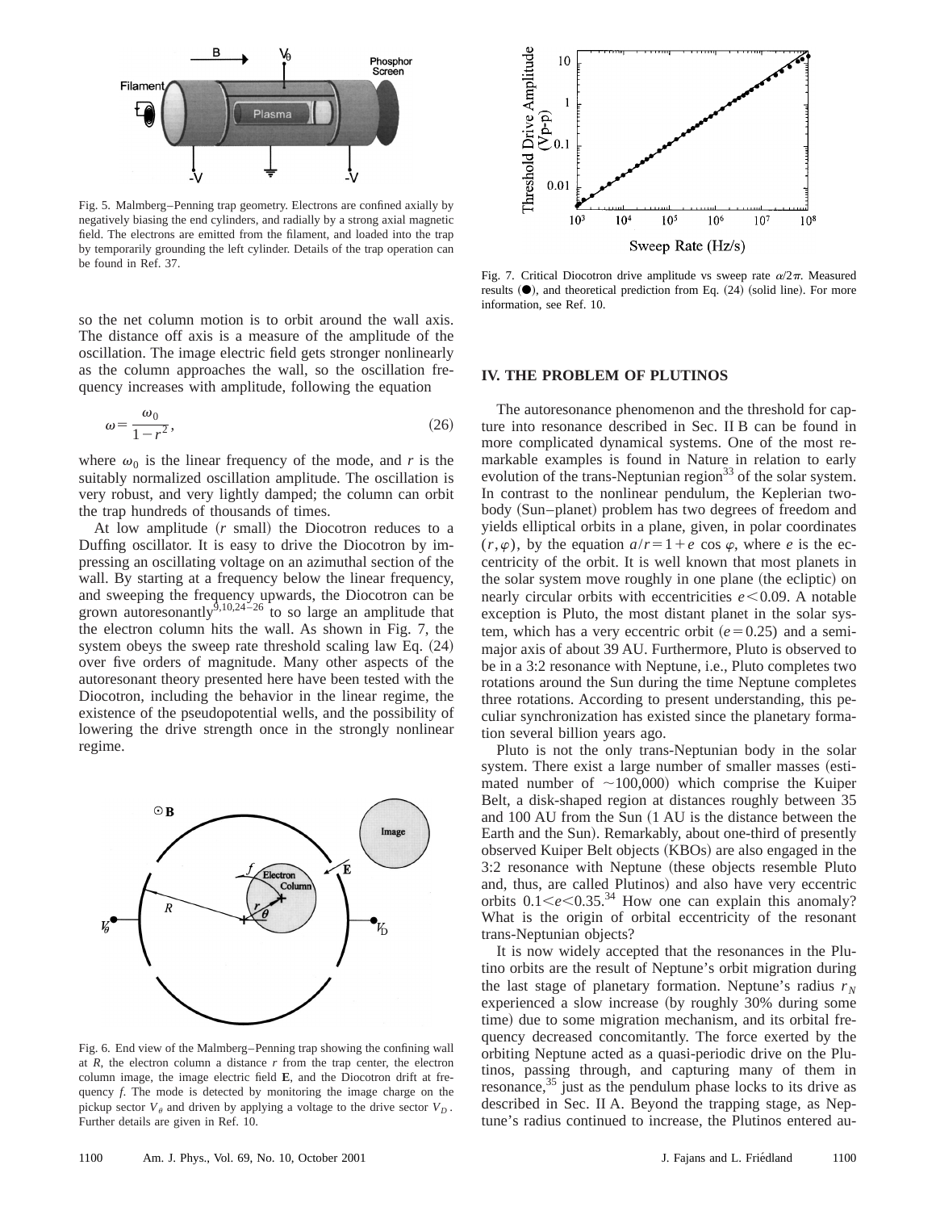Fig. 5. Malmberg–Penning trap geometry. Electrons are confined axially by negatively biasing the end cylinders, and radially by a strong axial magnetic field. The electrons are emitted from the filament, and loaded into the trap by temporarily grounding the left cylinder. Details of the trap operation can be found in Ref. 37.

so the net column motion is to orbit around the wall axis. The distance off axis is a measure of the amplitude of the oscillation. The image electric field gets stronger nonlinearly as the column approaches the wall, so the oscillation frequency increases with amplitude, following the equation

$$\omega = \frac{\omega_0}{1-r^2}, \tag{26}$$

where $\omega_0$ is the linear frequency of the mode, and $r$ is the suitably normalized oscillation amplitude. The oscillation is very robust, and very lightly damped; the column can orbit the trap hundreds of thousands of times.

At low amplitude ($r$ small) the Diocotron reduces to a Duffing oscillator. It is easy to drive the Diocotron by impressing an oscillating voltage on an azimuthal section of the wall. By starting at a frequency below the linear frequency, and sweeping the frequency upwards, the Diocotron can be grown autoresonantly[9,10,24–26] to so large an amplitude that the electron column hits the wall. As shown in Fig. 7, the system obeys the sweep rate threshold scaling law Eq. (24) over five orders of magnitude. Many other aspects of the autoresonant theory presented here have been tested with the Diocotron, including the behavior in the linear regime, the existence of the pseudopotential wells, and the possibility of lowering the drive strength once in the strongly nonlinear regime.

Fig. 6. End view of the Malmberg–Penning trap showing the confining wall at $R$, the electron column a distance $r$ from the trap center, the electron column image, the image electric field $\mathbf{E}$, and the Diocotron drift at frequency $f$. The mode is detected by monitoring the image charge on the pickup sector $V_\theta$ and driven by applying a voltage to the drive sector $V_D$. Further details are given in Ref. 10.

Fig. 7. Critical Diocotron drive amplitude vs sweep rate $\alpha/2\pi$. Measured results (●), and theoretical prediction from Eq. (24) (solid line). For more information, see Ref. 10.

## IV. THE PROBLEM OF PLUTINOS

The autoresonance phenomenon and the threshold for capture into resonance described in Sec. II B can be found in more complicated dynamical systems. One of the most remarkable examples is found in Nature in relation to early evolution of the trans-Neptunian region[33] of the solar system. In contrast to the nonlinear pendulum, the Keplerian two-body (Sun–planet) problem has two degrees of freedom and yields elliptical orbits in a plane, given, in polar coordinates $(r,\varphi)$, by the equation $a/r = 1 + e\cos\varphi$, where $e$ is the eccentricity of the orbit. It is well known that most planets in the solar system move roughly in one plane (the ecliptic) on nearly circular orbits with eccentricities $e<0.09$. A notable exception is Pluto, the most distant planet in the solar system, which has a very eccentric orbit ($e=0.25$) and a semimajor axis of about 39 AU. Furthermore, Pluto is observed to be in a 3:2 resonance with Neptune, i.e., Pluto completes two rotations around the Sun during the time Neptune completes three rotations. According to present understanding, this peculiar synchronization has existed since the planetary formation several billion years ago.

Pluto is not the only trans-Neptunian body in the solar system. There exist a large number of smaller masses (estimated number of $\sim$100,000) which comprise the Kuiper Belt, a disk-shaped region at distances roughly between 35 and 100 AU from the Sun (1 AU is the distance between the Earth and the Sun). Remarkably, about one-third of presently observed Kuiper Belt objects (KBOs) are also engaged in the 3:2 resonance with Neptune (these objects resemble Pluto and, thus, are called Plutinos) and also have very eccentric orbits $0.1<e<0.35$.[34] How one can explain this anomaly? What is the origin of orbital eccentricity of the resonant trans-Neptunian objects?

It is now widely accepted that the resonances in the Plutino orbits are the result of Neptune's orbit migration during the last stage of planetary formation. Neptune's radius $r_N$ experienced a slow increase (by roughly 30% during some time) due to some migration mechanism, and its orbital frequency decreased concomitantly. The force exerted by the orbiting Neptune acted as a quasi-periodic drive on the Plutinos, passing through, and capturing many of them in resonance,[35] just as the pendulum phase locks to its drive as described in Sec. II A. Beyond the trapping stage, as Neptune's radius continued to increase, the Plutinos entered au-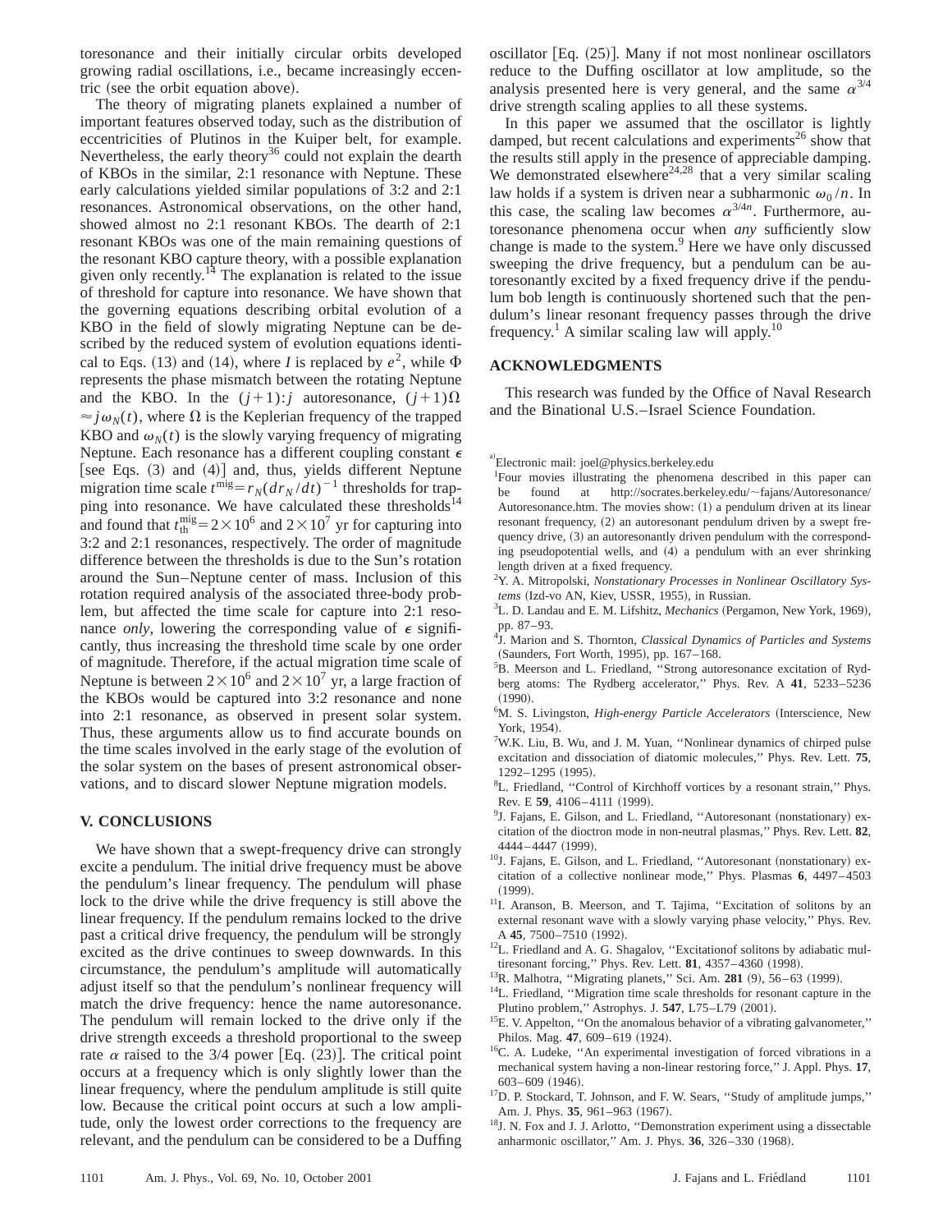toresonance and their initially circular orbits developed growing radial oscillations, i.e., became increasingly eccentric (see the orbit equation above).

The theory of migrating planets explained a number of important features observed today, such as the distribution of eccentricities of Plutinos in the Kuiper belt, for example. Nevertheless, the early theory[36] could not explain the dearth of KBOs in the similar, 2:1 resonance with Neptune. These early calculations yielded similar populations of 3:2 and 2:1 resonances. Astronomical observations, on the other hand, showed almost no 2:1 resonant KBOs. The dearth of 2:1 resonant KBOs was one of the main remaining questions of the resonant KBO capture theory, with a possible explanation given only recently.[14] The explanation is related to the issue of threshold for capture into resonance. We have shown that the governing equations describing orbital evolution of a KBO in the field of slowly migrating Neptune can be described by the reduced system of evolution equations identical to Eqs. (13) and (14), where $I$ is replaced by $e^2$, while $\Phi$ represents the phase mismatch between the rotating Neptune and the KBO. In the $(j+1):j$ autoresonance, $(j+1)\Omega \approx j\omega_N(t)$, where $\Omega$ is the Keplerian frequency of the trapped KBO and $\omega_N(t)$ is the slowly varying frequency of migrating Neptune. Each resonance has a different coupling constant $\epsilon$ [see Eqs. (3) and (4)] and, thus, yields different Neptune migration time scale $t^{\mathrm{mig}} = r_N(dr_N/dt)^{-1}$ thresholds for trapping into resonance. We have calculated these thresholds[14] and found that $t_{\mathrm{th}}^{\mathrm{mig}} = 2\times 10^6$ and $2\times 10^7$ yr for capturing into 3:2 and 2:1 resonances, respectively. The order of magnitude difference between the thresholds is due to the Sun's rotation around the Sun–Neptune center of mass. Inclusion of this rotation required analysis of the associated three-body problem, but affected the time scale for capture into 2:1 resonance *only*, lowering the corresponding value of $\epsilon$ significantly, thus increasing the threshold time scale by one order of magnitude. Therefore, if the actual migration time scale of Neptune is between $2\times 10^6$ and $2\times 10^7$ yr, a large fraction of the KBOs would be captured into 3:2 resonance and none into 2:1 resonance, as observed in present solar system. Thus, these arguments allow us to find accurate bounds on the time scales involved in the early stage of the evolution of the solar system on the bases of present astronomical observations, and to discard slower Neptune migration models.

## V. CONCLUSIONS

We have shown that a swept-frequency drive can strongly excite a pendulum. The initial drive frequency must be above the pendulum's linear frequency. The pendulum will phase lock to the drive while the drive frequency is still above the linear frequency. If the pendulum remains locked to the drive past a critical drive frequency, the pendulum will be strongly excited as the drive continues to sweep downwards. In this circumstance, the pendulum's amplitude will automatically adjust itself so that the pendulum's nonlinear frequency will match the drive frequency: hence the name autoresonance. The pendulum will remain locked to the drive only if the drive strength exceeds a threshold proportional to the sweep rate $\alpha$ raised to the 3/4 power [Eq. (23)]. The critical point occurs at a frequency which is only slightly lower than the linear frequency, where the pendulum amplitude is still quite low. Because the critical point occurs at such a low amplitude, only the lowest order corrections to the frequency are relevant, and the pendulum can be considered to be a Duffing oscillator [Eq. (25)]. Many if not most nonlinear oscillators reduce to the Duffing oscillator at low amplitude, so the analysis presented here is very general, and the same $\alpha^{3/4}$ drive strength scaling applies to all these systems.

In this paper we assumed that the oscillator is lightly damped, but recent calculations and experiments[26] show that the results still apply in the presence of appreciable damping. We demonstrated elsewhere[24,28] that a very similar scaling law holds if a system is driven near a subharmonic $\omega_0/n$. In this case, the scaling law becomes $\alpha^{3/4n}$. Furthermore, autoresonance phenomena occur when *any* sufficiently slow change is made to the system.[9] Here we have only discussed sweeping the drive frequency, but a pendulum can be autoresonantly excited by a fixed frequency drive if the pendulum bob length is continuously shortened such that the pendulum's linear resonant frequency passes through the drive frequency.[1] A similar scaling law will apply.[10]

## ACKNOWLEDGMENTS

This research was funded by the Office of Naval Research and the Binational U.S.–Israel Science Foundation.

[a] Electronic mail: joel@physics.berkeley.edu

[1] Four movies illustrating the phenomena described in this paper can be found at http://socrates.berkeley.edu/~fajans/Autoresonance/Autoresonance.htm. The movies show: (1) a pendulum driven at its linear resonant frequency, (2) an autoresonant pendulum driven by a swept frequency drive, (3) an autoresonantly driven pendulum with the corresponding pseudopotential wells, and (4) a pendulum with an ever shrinking length driven at a fixed frequency.

[2] Y. A. Mitropolski, *Nonstationary Processes in Nonlinear Oscillatory Systems* (Izd-vo AN, Kiev, USSR, 1955), in Russian.

[3] L. D. Landau and E. M. Lifshitz, *Mechanics* (Pergamon, New York, 1969), pp. 87–93.

[4] J. Marion and S. Thornton, *Classical Dynamics of Particles and Systems* (Saunders, Fort Worth, 1995), pp. 167–168.

[5] B. Meerson and L. Friedland, "Strong autoresonance excitation of Rydberg atoms: The Rydberg accelerator," Phys. Rev. A **41**, 5233–5236 (1990).

[6] M. S. Livingston, *High-energy Particle Accelerators* (Interscience, New York, 1954).

[7] W.K. Liu, B. Wu, and J. M. Yuan, "Nonlinear dynamics of chirped pulse excitation and dissociation of diatomic molecules," Phys. Rev. Lett. **75**, 1292–1295 (1995).

[8] L. Friedland, "Control of Kirchhoff vortices by a resonant strain," Phys. Rev. E **59**, 4106–4111 (1999).

[9] J. Fajans, E. Gilson, and L. Friedland, "Autoresonant (nonstationary) excitation of the dioctron mode in non-neutral plasmas," Phys. Rev. Lett. **82**, 4444–4447 (1999).

[10] J. Fajans, E. Gilson, and L. Friedland, "Autoresonant (nonstationary) excitation of a collective nonlinear mode," Phys. Plasmas **6**, 4497–4503 (1999).

[11] I. Aranson, B. Meerson, and T. Tajima, "Excitation of solitons by an external resonant wave with a slowly varying phase velocity," Phys. Rev. A **45**, 7500–7510 (1992).

[12] L. Friedland and A. G. Shagalov, "Excitationof solitons by adiabatic multiresonant forcing," Phys. Rev. Lett. **81**, 4357–4360 (1998).

[13] R. Malhotra, "Migrating planets," Sci. Am. **281** (9), 56–63 (1999).

[14] L. Friedland, "Migration time scale thresholds for resonant capture in the Plutino problem," Astrophys. J. **547**, L75–L79 (2001).

[15] E. V. Appelton, "On the anomalous behavior of a vibrating galvanometer," Philos. Mag. **47**, 609–619 (1924).

[16] C. A. Ludeke, "An experimental investigation of forced vibrations in a mechanical system having a non-linear restoring force," J. Appl. Phys. **17**, 603–609 (1946).

[17] D. P. Stockard, T. Johnson, and F. W. Sears, "Study of amplitude jumps," Am. J. Phys. **35**, 961–963 (1967).

[18] J. N. Fox and J. J. Arlotto, "Demonstration experiment using a dissectable anharmonic oscillator," Am. J. Phys. **36**, 326–330 (1968).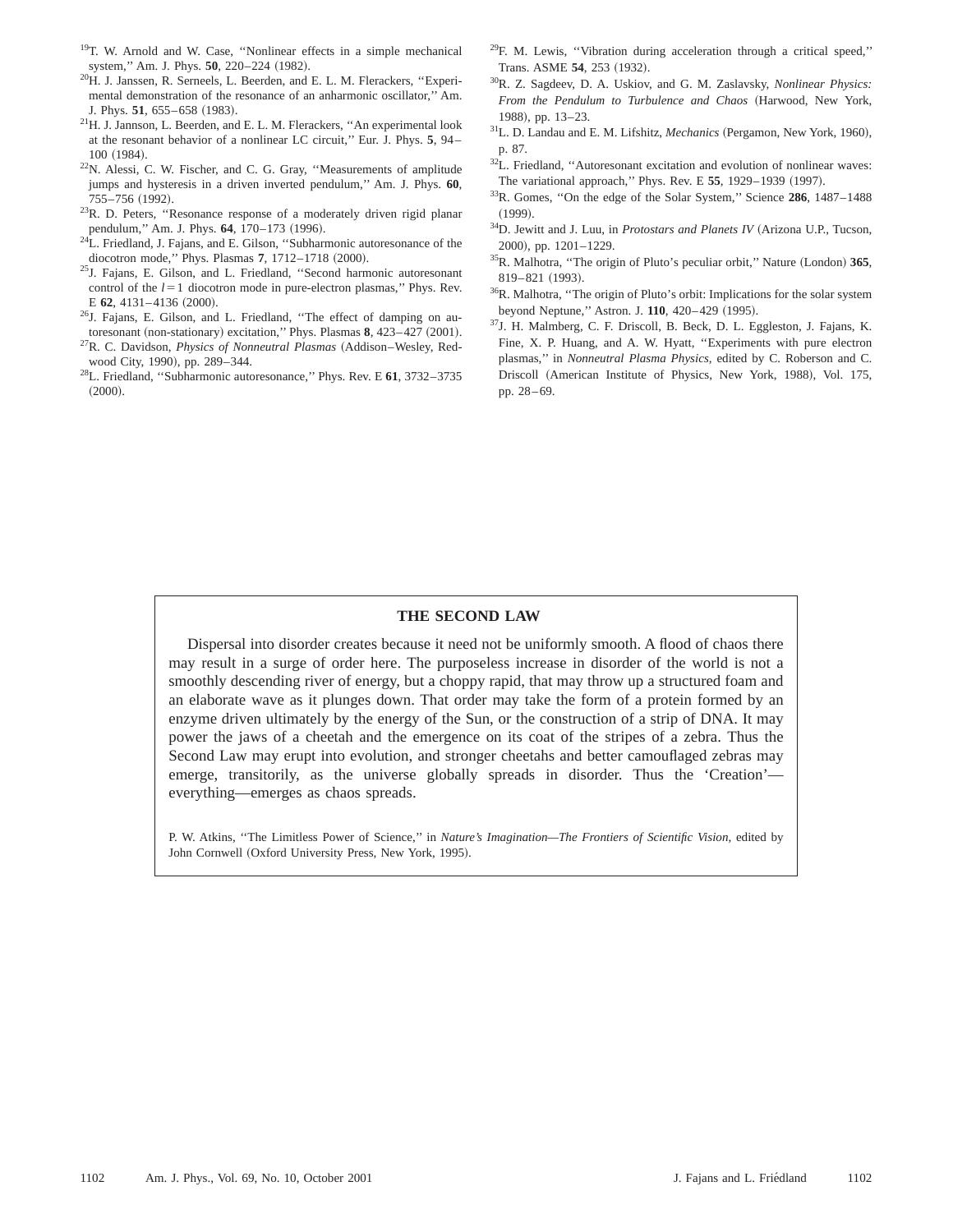[19] T. W. Arnold and W. Case, ''Nonlinear effects in a simple mechanical system,'' Am. J. Phys. **50**, 220–224 (1982).

[20] H. J. Janssen, R. Serneels, L. Beerden, and E. L. M. Flerackers, ''Experimental demonstration of the resonance of an anharmonic oscillator,'' Am. J. Phys. **51**, 655–658 (1983).

[21] H. J. Jannson, L. Beerden, and E. L. M. Flerackers, ''An experimental look at the resonant behavior of a nonlinear LC circuit,'' Eur. J. Phys. **5**, 94–100 (1984).

[22] N. Alessi, C. W. Fischer, and C. G. Gray, ''Measurements of amplitude jumps and hysteresis in a driven inverted pendulum,'' Am. J. Phys. **60**, 755–756 (1992).

[23] R. D. Peters, ''Resonance response of a moderately driven rigid planar pendulum,'' Am. J. Phys. **64**, 170–173 (1996).

[24] L. Friedland, J. Fajans, and E. Gilson, ''Subharmonic autoresonance of the diocotron mode,'' Phys. Plasmas **7**, 1712–1718 (2000).

[25] J. Fajans, E. Gilson, and L. Friedland, ''Second harmonic autoresonant control of the $l=1$ diocotron mode in pure-electron plasmas,'' Phys. Rev. E **62**, 4131–4136 (2000).

[26] J. Fajans, E. Gilson, and L. Friedland, ''The effect of damping on autoresonant (non-stationary) excitation,'' Phys. Plasmas **8**, 423–427 (2001).

[27] R. C. Davidson, *Physics of Nonneutral Plasmas* (Addison–Wesley, Redwood City, 1990), pp. 289–344.

[28] L. Friedland, ''Subharmonic autoresonance,'' Phys. Rev. E **61**, 3732–3735 (2000).

[29] F. M. Lewis, ''Vibration during acceleration through a critical speed,'' Trans. ASME **54**, 253 (1932).

[30] R. Z. Sagdeev, D. A. Uskiov, and G. M. Zaslavsky, *Nonlinear Physics: From the Pendulum to Turbulence and Chaos* (Harwood, New York, 1988), pp. 13–23.

[31] L. D. Landau and E. M. Lifshitz, *Mechanics* (Pergamon, New York, 1960), p. 87.

[32] L. Friedland, ''Autoresonant excitation and evolution of nonlinear waves: The variational approach,'' Phys. Rev. E **55**, 1929–1939 (1997).

[33] R. Gomes, ''On the edge of the Solar System,'' Science **286**, 1487–1488 (1999).

[34] D. Jewitt and J. Luu, in *Protostars and Planets IV* (Arizona U.P., Tucson, 2000), pp. 1201–1229.

[35] R. Malhotra, ''The origin of Pluto's peculiar orbit,'' Nature (London) **365**, 819–821 (1993).

[36] R. Malhotra, ''The origin of Pluto's orbit: Implications for the solar system beyond Neptune,'' Astron. J. **110**, 420–429 (1995).

[37] J. H. Malmberg, C. F. Driscoll, B. Beck, D. L. Eggleston, J. Fajans, K. Fine, X. P. Huang, and A. W. Hyatt, ''Experiments with pure electron plasmas,'' in *Nonneutral Plasma Physics*, edited by C. Roberson and C. Driscoll (American Institute of Physics, New York, 1988), Vol. 175, pp. 28–69.

**THE SECOND LAW**

Dispersal into disorder creates because it need not be uniformly smooth. A flood of chaos there may result in a surge of order here. The purposeless increase in disorder of the world is not a smoothly descending river of energy, but a choppy rapid, that may throw up a structured foam and an elaborate wave as it plunges down. That order may take the form of a protein formed by an enzyme driven ultimately by the energy of the Sun, or the construction of a strip of DNA. It may power the jaws of a cheetah and the emergence on its coat of the stripes of a zebra. Thus the Second Law may erupt into evolution, and stronger cheetahs and better camouflaged zebras may emerge, transitorily, as the universe globally spreads in disorder. Thus the 'Creation'—everything—emerges as chaos spreads.

P. W. Atkins, ''The Limitless Power of Science,'' in *Nature's Imagination—The Frontiers of Scientific Vision*, edited by John Cornwell (Oxford University Press, New York, 1995).